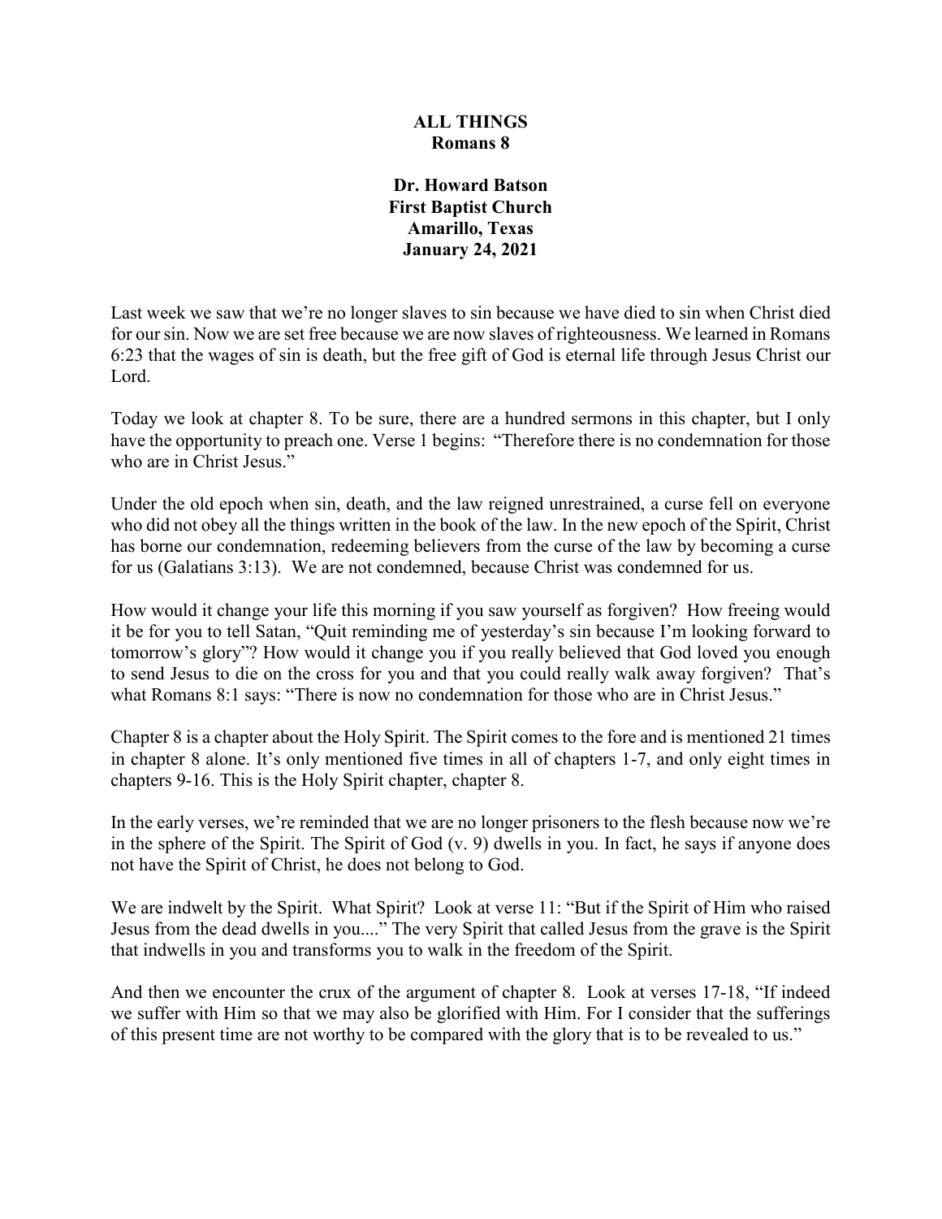# ALL THINGS
## Romans 8

**Dr. Howard Batson**
**First Baptist Church**
**Amarillo, Texas**
**January 24, 2021**

Last week we saw that we're no longer slaves to sin because we have died to sin when Christ died for our sin. Now we are set free because we are now slaves of righteousness. We learned in Romans 6:23 that the wages of sin is death, but the free gift of God is eternal life through Jesus Christ our Lord.

Today we look at chapter 8. To be sure, there are a hundred sermons in this chapter, but I only have the opportunity to preach one. Verse 1 begins: "Therefore there is no condemnation for those who are in Christ Jesus."

Under the old epoch when sin, death, and the law reigned unrestrained, a curse fell on everyone who did not obey all the things written in the book of the law. In the new epoch of the Spirit, Christ has borne our condemnation, redeeming believers from the curse of the law by becoming a curse for us (Galatians 3:13). We are not condemned, because Christ was condemned for us.

How would it change your life this morning if you saw yourself as forgiven? How freeing would it be for you to tell Satan, "Quit reminding me of yesterday's sin because I'm looking forward to tomorrow's glory"? How would it change you if you really believed that God loved you enough to send Jesus to die on the cross for you and that you could really walk away forgiven? That's what Romans 8:1 says: "There is now no condemnation for those who are in Christ Jesus."

Chapter 8 is a chapter about the Holy Spirit. The Spirit comes to the fore and is mentioned 21 times in chapter 8 alone. It's only mentioned five times in all of chapters 1-7, and only eight times in chapters 9-16. This is the Holy Spirit chapter, chapter 8.

In the early verses, we're reminded that we are no longer prisoners to the flesh because now we're in the sphere of the Spirit. The Spirit of God (v. 9) dwells in you. In fact, he says if anyone does not have the Spirit of Christ, he does not belong to God.

We are indwelt by the Spirit. What Spirit? Look at verse 11: "But if the Spirit of Him who raised Jesus from the dead dwells in you...." The very Spirit that called Jesus from the grave is the Spirit that indwells in you and transforms you to walk in the freedom of the Spirit.

And then we encounter the crux of the argument of chapter 8. Look at verses 17-18, "If indeed we suffer with Him so that we may also be glorified with Him. For I consider that the sufferings of this present time are not worthy to be compared with the glory that is to be revealed to us."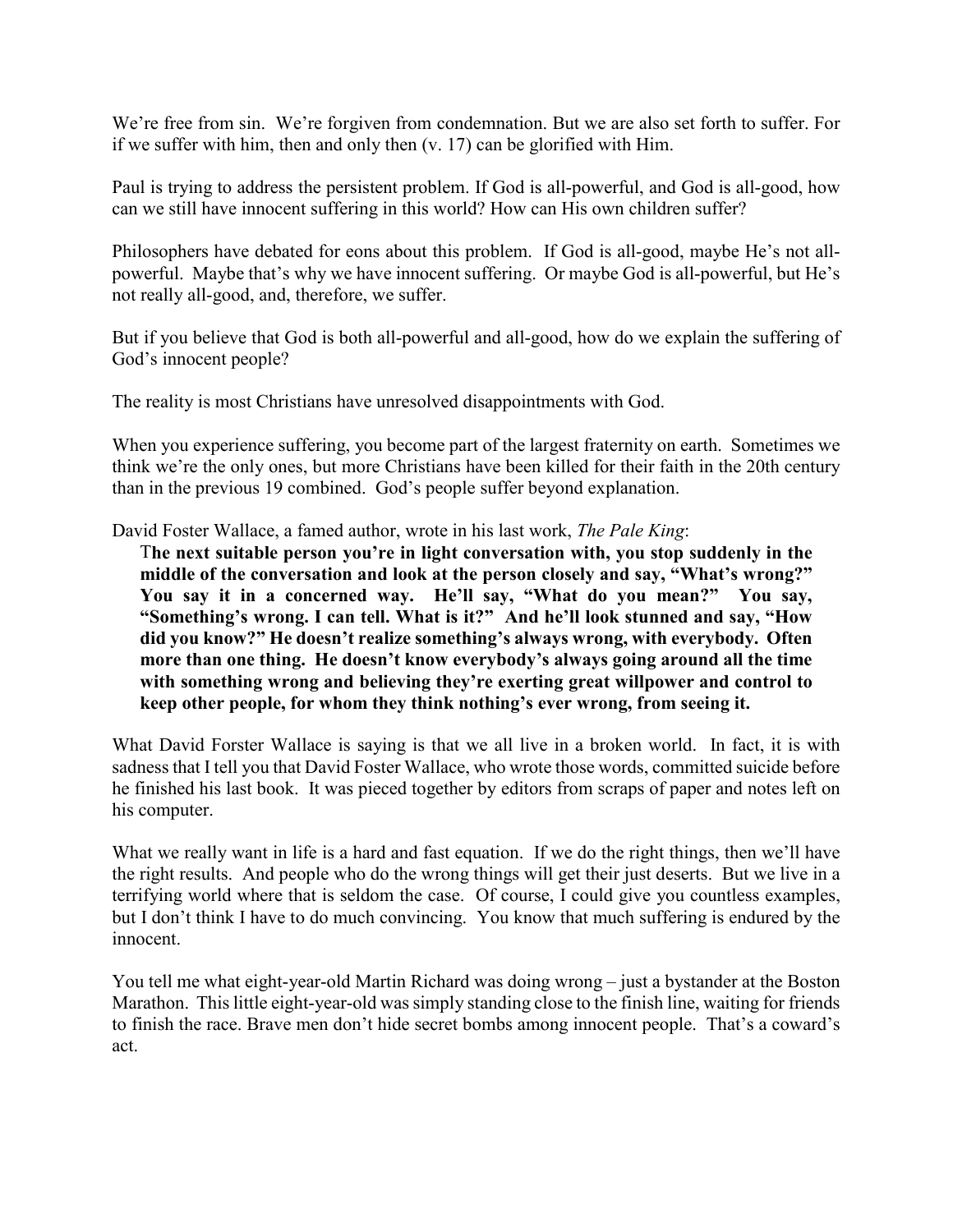We're free from sin. We're forgiven from condemnation. But we are also set forth to suffer. For if we suffer with him, then and only then (v. 17) can be glorified with Him.

Paul is trying to address the persistent problem. If God is all-powerful, and God is all-good, how can we still have innocent suffering in this world? How can His own children suffer?

Philosophers have debated for eons about this problem. If God is all-good, maybe He's not all-powerful. Maybe that's why we have innocent suffering. Or maybe God is all-powerful, but He's not really all-good, and, therefore, we suffer.

But if you believe that God is both all-powerful and all-good, how do we explain the suffering of God's innocent people?

The reality is most Christians have unresolved disappointments with God.

When you experience suffering, you become part of the largest fraternity on earth. Sometimes we think we're the only ones, but more Christians have been killed for their faith in the 20th century than in the previous 19 combined. God's people suffer beyond explanation.

David Foster Wallace, a famed author, wrote in his last work, *The Pale King*:

> **The next suitable person you're in light conversation with, you stop suddenly in the middle of the conversation and look at the person closely and say, "What's wrong?" You say it in a concerned way. He'll say, "What do you mean?" You say, "Something's wrong. I can tell. What is it?" And he'll look stunned and say, "How did you know?" He doesn't realize something's always wrong, with everybody. Often more than one thing. He doesn't know everybody's always going around all the time with something wrong and believing they're exerting great willpower and control to keep other people, for whom they think nothing's ever wrong, from seeing it.**

What David Forster Wallace is saying is that we all live in a broken world. In fact, it is with sadness that I tell you that David Foster Wallace, who wrote those words, committed suicide before he finished his last book. It was pieced together by editors from scraps of paper and notes left on his computer.

What we really want in life is a hard and fast equation. If we do the right things, then we'll have the right results. And people who do the wrong things will get their just deserts. But we live in a terrifying world where that is seldom the case. Of course, I could give you countless examples, but I don't think I have to do much convincing. You know that much suffering is endured by the innocent.

You tell me what eight-year-old Martin Richard was doing wrong – just a bystander at the Boston Marathon. This little eight-year-old was simply standing close to the finish line, waiting for friends to finish the race. Brave men don't hide secret bombs among innocent people. That's a coward's act.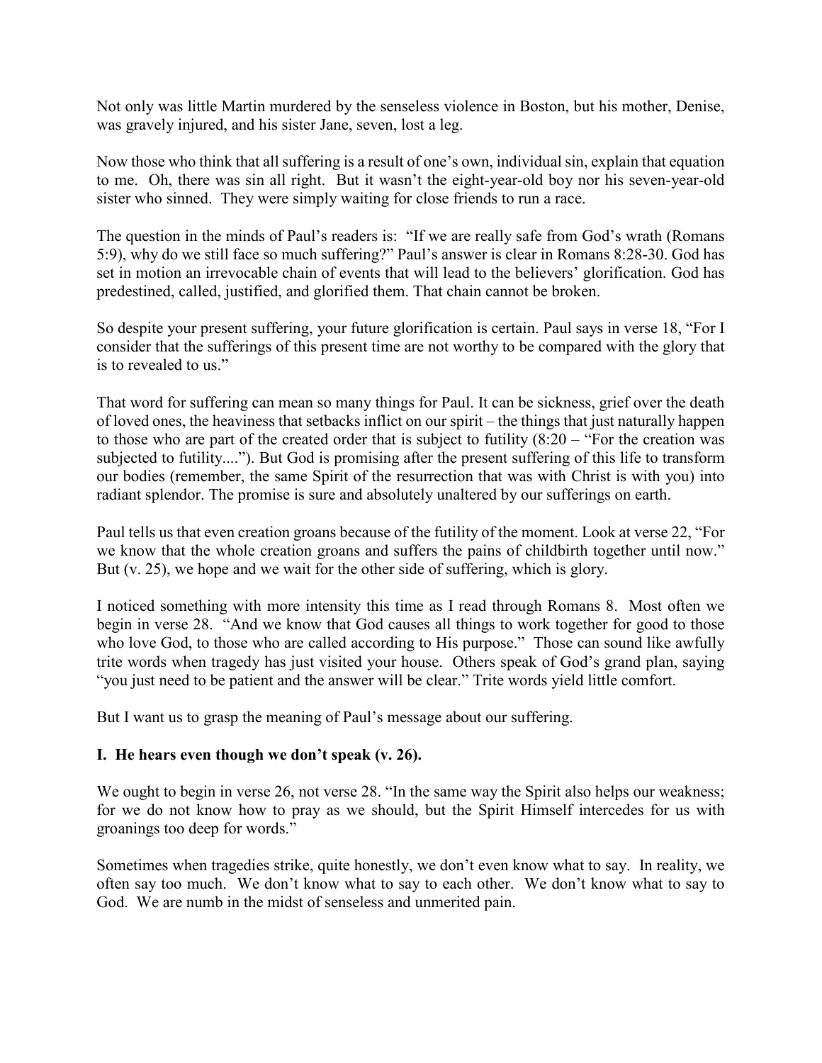Not only was little Martin murdered by the senseless violence in Boston, but his mother, Denise, was gravely injured, and his sister Jane, seven, lost a leg.

Now those who think that all suffering is a result of one's own, individual sin, explain that equation to me. Oh, there was sin all right. But it wasn't the eight-year-old boy nor his seven-year-old sister who sinned. They were simply waiting for close friends to run a race.

The question in the minds of Paul's readers is: "If we are really safe from God's wrath (Romans 5:9), why do we still face so much suffering?" Paul's answer is clear in Romans 8:28-30. God has set in motion an irrevocable chain of events that will lead to the believers' glorification. God has predestined, called, justified, and glorified them. That chain cannot be broken.

So despite your present suffering, your future glorification is certain. Paul says in verse 18, "For I consider that the sufferings of this present time are not worthy to be compared with the glory that is to revealed to us."

That word for suffering can mean so many things for Paul. It can be sickness, grief over the death of loved ones, the heaviness that setbacks inflict on our spirit – the things that just naturally happen to those who are part of the created order that is subject to futility (8:20 – "For the creation was subjected to futility...."). But God is promising after the present suffering of this life to transform our bodies (remember, the same Spirit of the resurrection that was with Christ is with you) into radiant splendor. The promise is sure and absolutely unaltered by our sufferings on earth.

Paul tells us that even creation groans because of the futility of the moment. Look at verse 22, "For we know that the whole creation groans and suffers the pains of childbirth together until now." But (v. 25), we hope and we wait for the other side of suffering, which is glory.

I noticed something with more intensity this time as I read through Romans 8. Most often we begin in verse 28. "And we know that God causes all things to work together for good to those who love God, to those who are called according to His purpose." Those can sound like awfully trite words when tragedy has just visited your house. Others speak of God's grand plan, saying "you just need to be patient and the answer will be clear." Trite words yield little comfort.

But I want us to grasp the meaning of Paul's message about our suffering.

**I. He hears even though we don't speak (v. 26).**

We ought to begin in verse 26, not verse 28. "In the same way the Spirit also helps our weakness; for we do not know how to pray as we should, but the Spirit Himself intercedes for us with groanings too deep for words."

Sometimes when tragedies strike, quite honestly, we don't even know what to say. In reality, we often say too much. We don't know what to say to each other. We don't know what to say to God. We are numb in the midst of senseless and unmerited pain.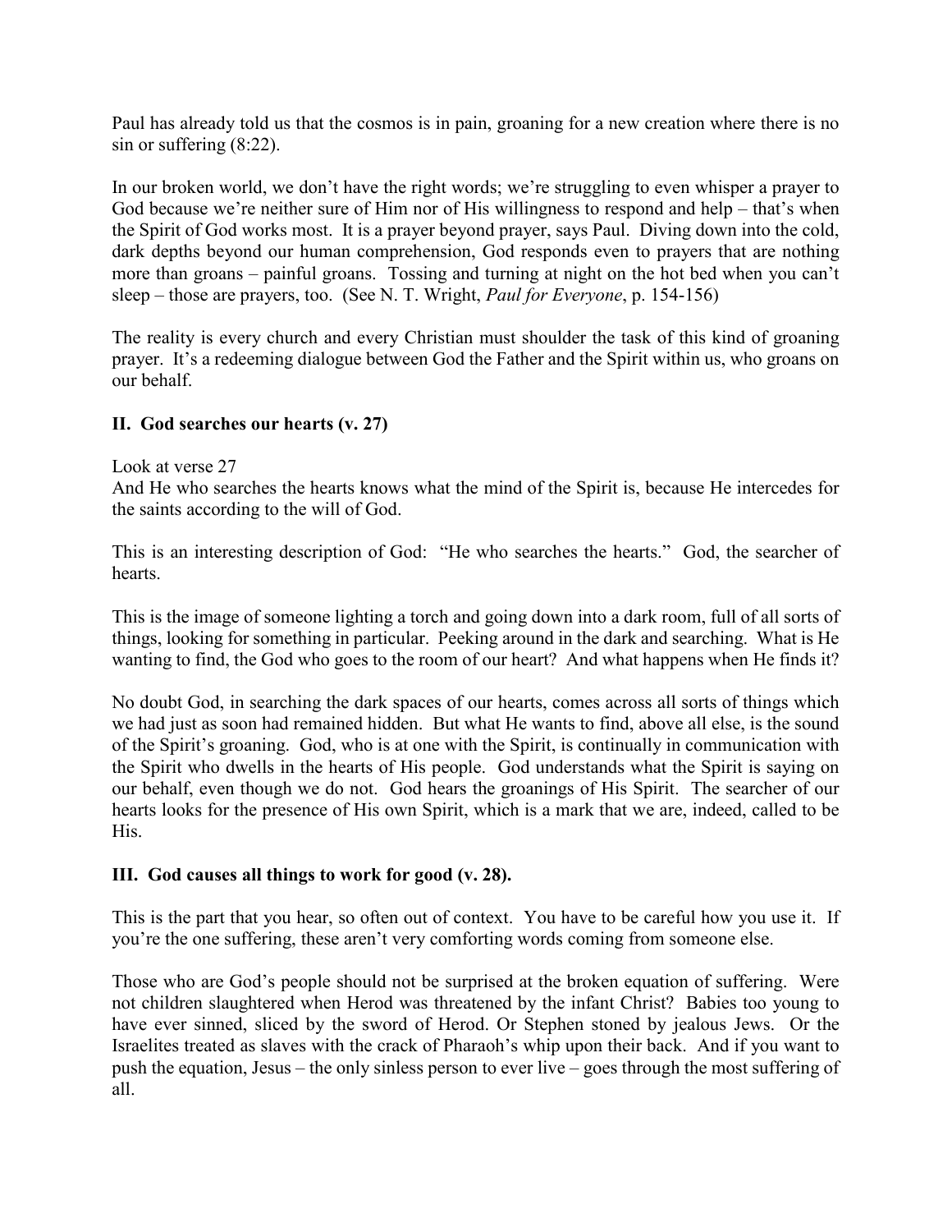Paul has already told us that the cosmos is in pain, groaning for a new creation where there is no sin or suffering (8:22).

In our broken world, we don't have the right words; we're struggling to even whisper a prayer to God because we're neither sure of Him nor of His willingness to respond and help – that's when the Spirit of God works most. It is a prayer beyond prayer, says Paul. Diving down into the cold, dark depths beyond our human comprehension, God responds even to prayers that are nothing more than groans – painful groans. Tossing and turning at night on the hot bed when you can't sleep – those are prayers, too. (See N. T. Wright, *Paul for Everyone*, p. 154-156)

The reality is every church and every Christian must shoulder the task of this kind of groaning prayer. It's a redeeming dialogue between God the Father and the Spirit within us, who groans on our behalf.

**II. God searches our hearts (v. 27)**

Look at verse 27
And He who searches the hearts knows what the mind of the Spirit is, because He intercedes for the saints according to the will of God.

This is an interesting description of God: "He who searches the hearts." God, the searcher of hearts.

This is the image of someone lighting a torch and going down into a dark room, full of all sorts of things, looking for something in particular. Peeking around in the dark and searching. What is He wanting to find, the God who goes to the room of our heart? And what happens when He finds it?

No doubt God, in searching the dark spaces of our hearts, comes across all sorts of things which we had just as soon had remained hidden. But what He wants to find, above all else, is the sound of the Spirit's groaning. God, who is at one with the Spirit, is continually in communication with the Spirit who dwells in the hearts of His people. God understands what the Spirit is saying on our behalf, even though we do not. God hears the groanings of His Spirit. The searcher of our hearts looks for the presence of His own Spirit, which is a mark that we are, indeed, called to be His.

**III. God causes all things to work for good (v. 28).**

This is the part that you hear, so often out of context. You have to be careful how you use it. If you're the one suffering, these aren't very comforting words coming from someone else.

Those who are God's people should not be surprised at the broken equation of suffering. Were not children slaughtered when Herod was threatened by the infant Christ? Babies too young to have ever sinned, sliced by the sword of Herod. Or Stephen stoned by jealous Jews. Or the Israelites treated as slaves with the crack of Pharaoh's whip upon their back. And if you want to push the equation, Jesus – the only sinless person to ever live – goes through the most suffering of all.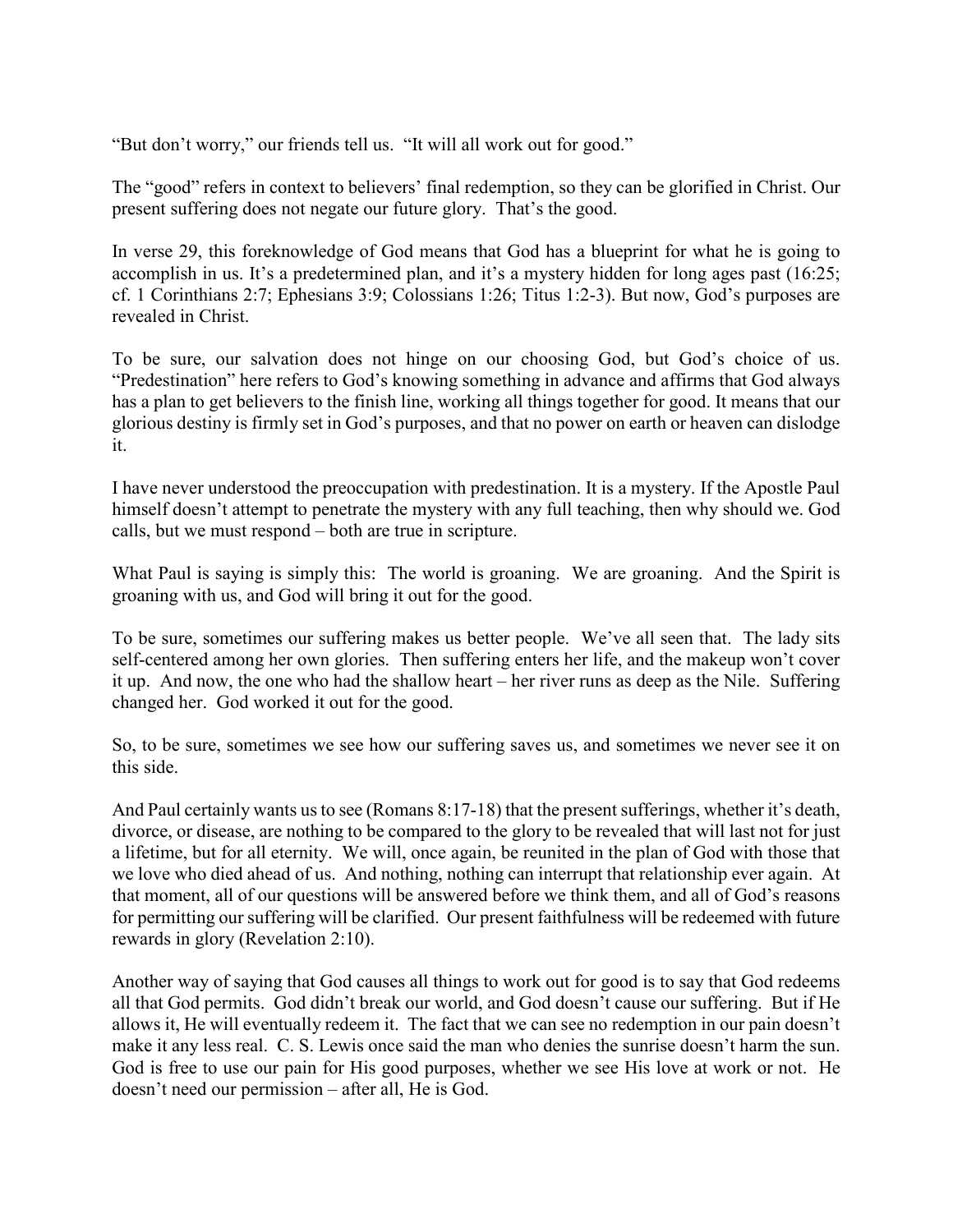"But don't worry," our friends tell us. "It will all work out for good."

The "good" refers in context to believers' final redemption, so they can be glorified in Christ. Our present suffering does not negate our future glory. That's the good.

In verse 29, this foreknowledge of God means that God has a blueprint for what he is going to accomplish in us. It's a predetermined plan, and it's a mystery hidden for long ages past (16:25; cf. 1 Corinthians 2:7; Ephesians 3:9; Colossians 1:26; Titus 1:2-3). But now, God's purposes are revealed in Christ.

To be sure, our salvation does not hinge on our choosing God, but God's choice of us. "Predestination" here refers to God's knowing something in advance and affirms that God always has a plan to get believers to the finish line, working all things together for good. It means that our glorious destiny is firmly set in God's purposes, and that no power on earth or heaven can dislodge it.

I have never understood the preoccupation with predestination. It is a mystery. If the Apostle Paul himself doesn't attempt to penetrate the mystery with any full teaching, then why should we. God calls, but we must respond – both are true in scripture.

What Paul is saying is simply this: The world is groaning. We are groaning. And the Spirit is groaning with us, and God will bring it out for the good.

To be sure, sometimes our suffering makes us better people. We've all seen that. The lady sits self-centered among her own glories. Then suffering enters her life, and the makeup won't cover it up. And now, the one who had the shallow heart – her river runs as deep as the Nile. Suffering changed her. God worked it out for the good.

So, to be sure, sometimes we see how our suffering saves us, and sometimes we never see it on this side.

And Paul certainly wants us to see (Romans 8:17-18) that the present sufferings, whether it's death, divorce, or disease, are nothing to be compared to the glory to be revealed that will last not for just a lifetime, but for all eternity. We will, once again, be reunited in the plan of God with those that we love who died ahead of us. And nothing, nothing can interrupt that relationship ever again. At that moment, all of our questions will be answered before we think them, and all of God's reasons for permitting our suffering will be clarified. Our present faithfulness will be redeemed with future rewards in glory (Revelation 2:10).

Another way of saying that God causes all things to work out for good is to say that God redeems all that God permits. God didn't break our world, and God doesn't cause our suffering. But if He allows it, He will eventually redeem it. The fact that we can see no redemption in our pain doesn't make it any less real. C. S. Lewis once said the man who denies the sunrise doesn't harm the sun. God is free to use our pain for His good purposes, whether we see His love at work or not. He doesn't need our permission – after all, He is God.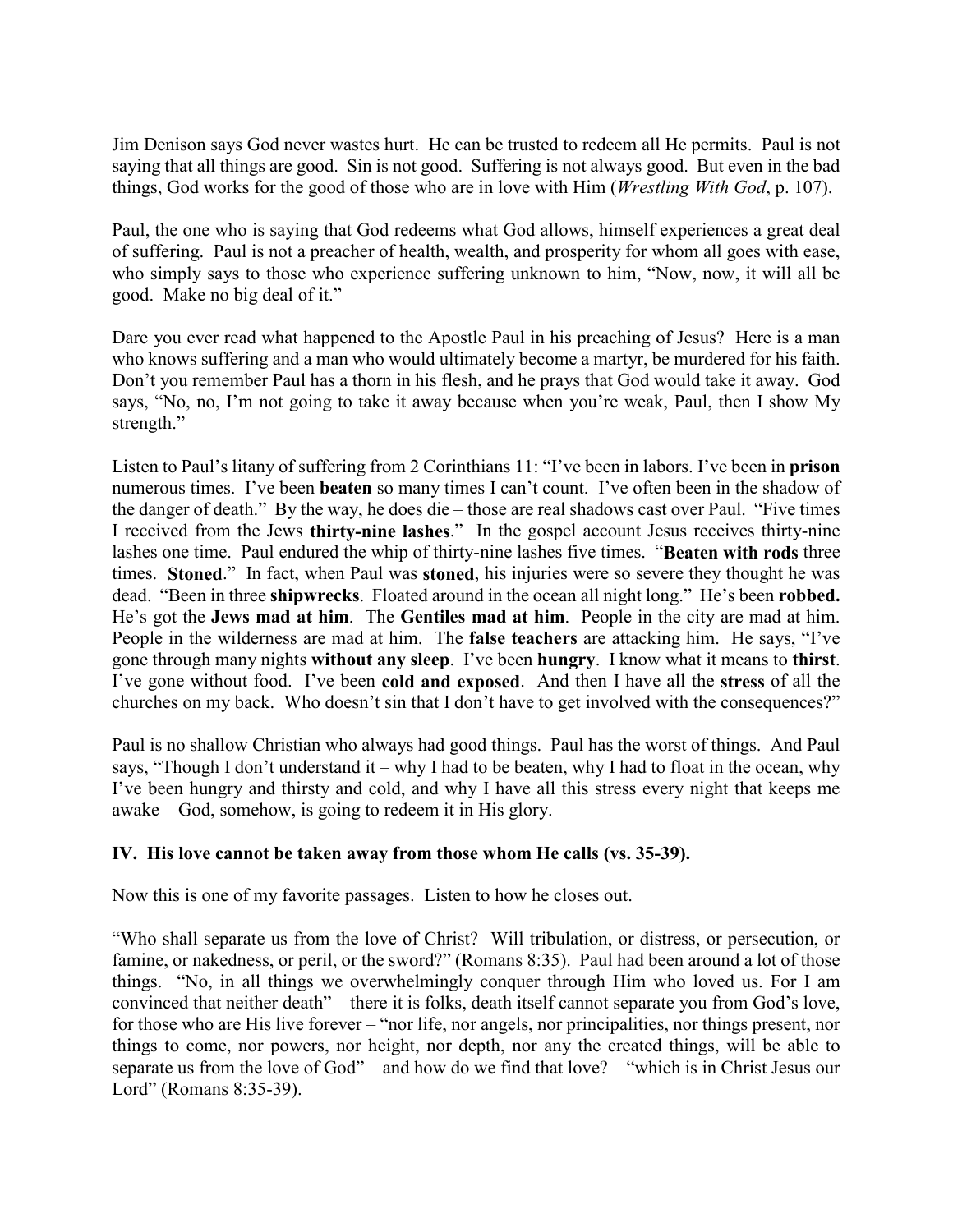Jim Denison says God never wastes hurt. He can be trusted to redeem all He permits. Paul is not saying that all things are good. Sin is not good. Suffering is not always good. But even in the bad things, God works for the good of those who are in love with Him (*Wrestling With God*, p. 107).

Paul, the one who is saying that God redeems what God allows, himself experiences a great deal of suffering. Paul is not a preacher of health, wealth, and prosperity for whom all goes with ease, who simply says to those who experience suffering unknown to him, "Now, now, it will all be good. Make no big deal of it."

Dare you ever read what happened to the Apostle Paul in his preaching of Jesus? Here is a man who knows suffering and a man who would ultimately become a martyr, be murdered for his faith. Don't you remember Paul has a thorn in his flesh, and he prays that God would take it away. God says, "No, no, I'm not going to take it away because when you're weak, Paul, then I show My strength."

Listen to Paul's litany of suffering from 2 Corinthians 11: "I've been in labors. I've been in **prison** numerous times. I've been **beaten** so many times I can't count. I've often been in the shadow of the danger of death." By the way, he does die – those are real shadows cast over Paul. "Five times I received from the Jews **thirty-nine lashes**." In the gospel account Jesus receives thirty-nine lashes one time. Paul endured the whip of thirty-nine lashes five times. "**Beaten with rods** three times. **Stoned**." In fact, when Paul was **stoned**, his injuries were so severe they thought he was dead. "Been in three **shipwrecks**. Floated around in the ocean all night long." He's been **robbed.** He's got the **Jews mad at him**. The **Gentiles mad at him**. People in the city are mad at him. People in the wilderness are mad at him. The **false teachers** are attacking him. He says, "I've gone through many nights **without any sleep**. I've been **hungry**. I know what it means to **thirst**. I've gone without food. I've been **cold and exposed**. And then I have all the **stress** of all the churches on my back. Who doesn't sin that I don't have to get involved with the consequences?"

Paul is no shallow Christian who always had good things. Paul has the worst of things. And Paul says, "Though I don't understand it – why I had to be beaten, why I had to float in the ocean, why I've been hungry and thirsty and cold, and why I have all this stress every night that keeps me awake – God, somehow, is going to redeem it in His glory.

**IV. His love cannot be taken away from those whom He calls (vs. 35-39).**

Now this is one of my favorite passages. Listen to how he closes out.

"Who shall separate us from the love of Christ? Will tribulation, or distress, or persecution, or famine, or nakedness, or peril, or the sword?" (Romans 8:35). Paul had been around a lot of those things. "No, in all things we overwhelmingly conquer through Him who loved us. For I am convinced that neither death" – there it is folks, death itself cannot separate you from God's love, for those who are His live forever – "nor life, nor angels, nor principalities, nor things present, nor things to come, nor powers, nor height, nor depth, nor any the created things, will be able to separate us from the love of God" – and how do we find that love? – "which is in Christ Jesus our Lord" (Romans 8:35-39).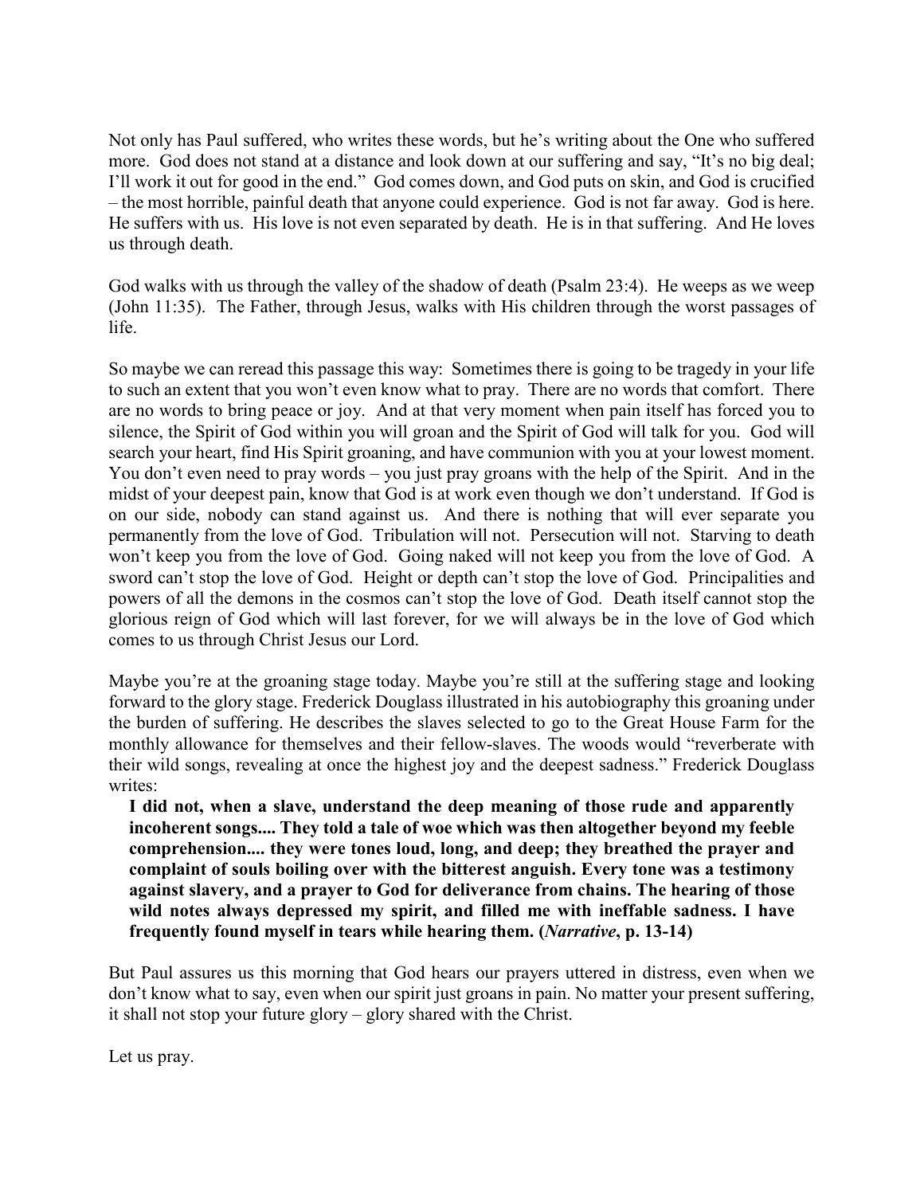Not only has Paul suffered, who writes these words, but he's writing about the One who suffered more. God does not stand at a distance and look down at our suffering and say, "It's no big deal; I'll work it out for good in the end." God comes down, and God puts on skin, and God is crucified – the most horrible, painful death that anyone could experience. God is not far away. God is here. He suffers with us. His love is not even separated by death. He is in that suffering. And He loves us through death.

God walks with us through the valley of the shadow of death (Psalm 23:4). He weeps as we weep (John 11:35). The Father, through Jesus, walks with His children through the worst passages of life.

So maybe we can reread this passage this way: Sometimes there is going to be tragedy in your life to such an extent that you won't even know what to pray. There are no words that comfort. There are no words to bring peace or joy. And at that very moment when pain itself has forced you to silence, the Spirit of God within you will groan and the Spirit of God will talk for you. God will search your heart, find His Spirit groaning, and have communion with you at your lowest moment. You don't even need to pray words – you just pray groans with the help of the Spirit. And in the midst of your deepest pain, know that God is at work even though we don't understand. If God is on our side, nobody can stand against us. And there is nothing that will ever separate you permanently from the love of God. Tribulation will not. Persecution will not. Starving to death won't keep you from the love of God. Going naked will not keep you from the love of God. A sword can't stop the love of God. Height or depth can't stop the love of God. Principalities and powers of all the demons in the cosmos can't stop the love of God. Death itself cannot stop the glorious reign of God which will last forever, for we will always be in the love of God which comes to us through Christ Jesus our Lord.

Maybe you're at the groaning stage today. Maybe you're still at the suffering stage and looking forward to the glory stage. Frederick Douglass illustrated in his autobiography this groaning under the burden of suffering. He describes the slaves selected to go to the Great House Farm for the monthly allowance for themselves and their fellow-slaves. The woods would "reverberate with their wild songs, revealing at once the highest joy and the deepest sadness." Frederick Douglass writes:

> **I did not, when a slave, understand the deep meaning of those rude and apparently incoherent songs.... They told a tale of woe which was then altogether beyond my feeble comprehension.... they were tones loud, long, and deep; they breathed the prayer and complaint of souls boiling over with the bitterest anguish. Every tone was a testimony against slavery, and a prayer to God for deliverance from chains. The hearing of those wild notes always depressed my spirit, and filled me with ineffable sadness. I have frequently found myself in tears while hearing them. (*Narrative*, p. 13-14)**

But Paul assures us this morning that God hears our prayers uttered in distress, even when we don't know what to say, even when our spirit just groans in pain. No matter your present suffering, it shall not stop your future glory – glory shared with the Christ.

Let us pray.